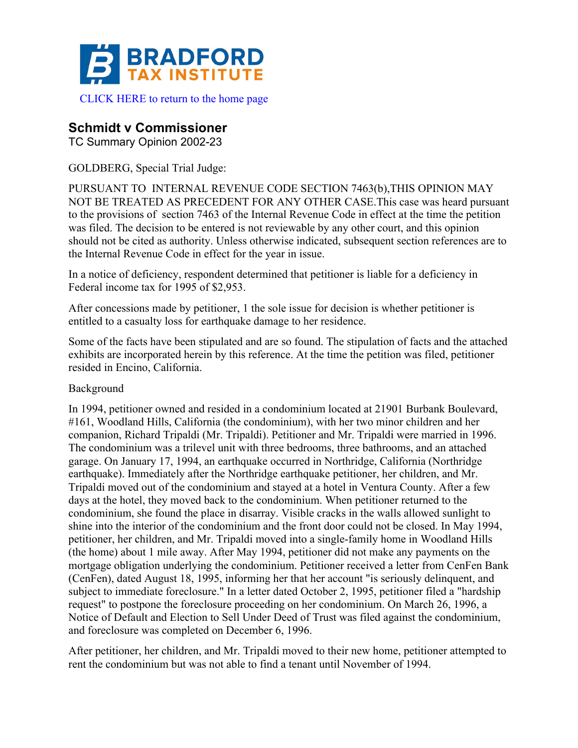# BRADFORD TAX INSTITUTE

CLICK HERE to return to the home page

## Schmidt v Commissioner

TC Summary Opinion 2002-23

GOLDBERG, Special Trial Judge:

PURSUANT TO INTERNAL REVENUE CODE SECTION 7463(b),THIS OPINION MAY NOT BE TREATED AS PRECEDENT FOR ANY OTHER CASE.This case was heard pursuant to the provisions of section 7463 of the Internal Revenue Code in effect at the time the petition was filed. The decision to be entered is not reviewable by any other court, and this opinion should not be cited as authority. Unless otherwise indicated, subsequent section references are to the Internal Revenue Code in effect for the year in issue.

In a notice of deficiency, respondent determined that petitioner is liable for a deficiency in Federal income tax for 1995 of $2,953.

After concessions made by petitioner, 1 the sole issue for decision is whether petitioner is entitled to a casualty loss for earthquake damage to her residence.

Some of the facts have been stipulated and are so found. The stipulation of facts and the attached exhibits are incorporated herein by this reference. At the time the petition was filed, petitioner resided in Encino, California.

Background

In 1994, petitioner owned and resided in a condominium located at 21901 Burbank Boulevard, #161, Woodland Hills, California (the condominium), with her two minor children and her companion, Richard Tripaldi (Mr. Tripaldi). Petitioner and Mr. Tripaldi were married in 1996. The condominium was a trilevel unit with three bedrooms, three bathrooms, and an attached garage. On January 17, 1994, an earthquake occurred in Northridge, California (Northridge earthquake). Immediately after the Northridge earthquake petitioner, her children, and Mr. Tripaldi moved out of the condominium and stayed at a hotel in Ventura County. After a few days at the hotel, they moved back to the condominium. When petitioner returned to the condominium, she found the place in disarray. Visible cracks in the walls allowed sunlight to shine into the interior of the condominium and the front door could not be closed. In May 1994, petitioner, her children, and Mr. Tripaldi moved into a single-family home in Woodland Hills (the home) about 1 mile away. After May 1994, petitioner did not make any payments on the mortgage obligation underlying the condominium. Petitioner received a letter from CenFen Bank (CenFen), dated August 18, 1995, informing her that her account "is seriously delinquent, and subject to immediate foreclosure." In a letter dated October 2, 1995, petitioner filed a "hardship request" to postpone the foreclosure proceeding on her condominium. On March 26, 1996, a Notice of Default and Election to Sell Under Deed of Trust was filed against the condominium, and foreclosure was completed on December 6, 1996.

After petitioner, her children, and Mr. Tripaldi moved to their new home, petitioner attempted to rent the condominium but was not able to find a tenant until November of 1994.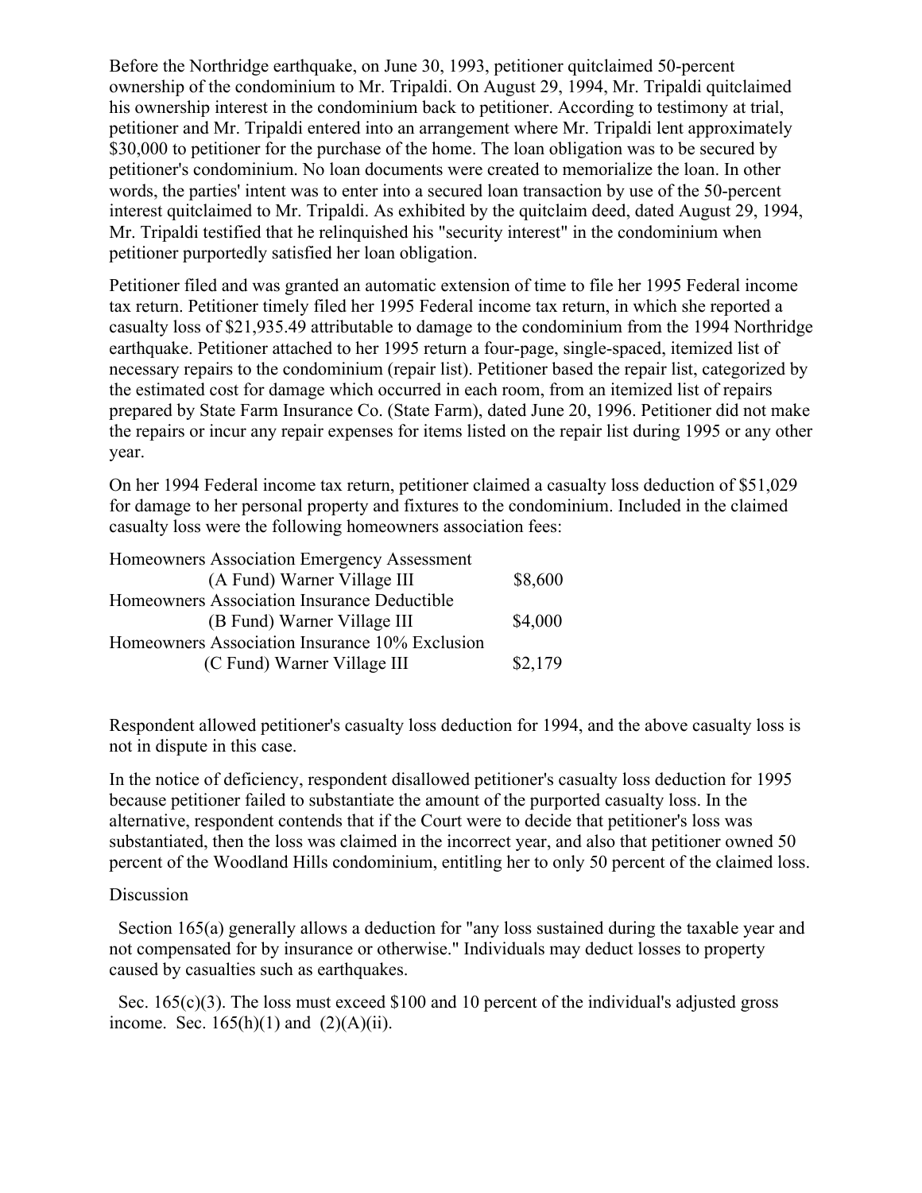Before the Northridge earthquake, on June 30, 1993, petitioner quitclaimed 50-percent ownership of the condominium to Mr. Tripaldi. On August 29, 1994, Mr. Tripaldi quitclaimed his ownership interest in the condominium back to petitioner. According to testimony at trial, petitioner and Mr. Tripaldi entered into an arrangement where Mr. Tripaldi lent approximately $30,000 to petitioner for the purchase of the home. The loan obligation was to be secured by petitioner's condominium. No loan documents were created to memorialize the loan. In other words, the parties' intent was to enter into a secured loan transaction by use of the 50-percent interest quitclaimed to Mr. Tripaldi. As exhibited by the quitclaim deed, dated August 29, 1994, Mr. Tripaldi testified that he relinquished his "security interest" in the condominium when petitioner purportedly satisfied her loan obligation.

Petitioner filed and was granted an automatic extension of time to file her 1995 Federal income tax return. Petitioner timely filed her 1995 Federal income tax return, in which she reported a casualty loss of $21,935.49 attributable to damage to the condominium from the 1994 Northridge earthquake. Petitioner attached to her 1995 return a four-page, single-spaced, itemized list of necessary repairs to the condominium (repair list). Petitioner based the repair list, categorized by the estimated cost for damage which occurred in each room, from an itemized list of repairs prepared by State Farm Insurance Co. (State Farm), dated June 20, 1996. Petitioner did not make the repairs or incur any repair expenses for items listed on the repair list during 1995 or any other year.

On her 1994 Federal income tax return, petitioner claimed a casualty loss deduction of $51,029 for damage to her personal property and fixtures to the condominium. Included in the claimed casualty loss were the following homeowners association fees:

| | |
|---|---|
| Homeowners Association Emergency Assessment (A Fund) Warner Village III | $8,600 |
| Homeowners Association Insurance Deductible (B Fund) Warner Village III | $4,000 |
| Homeowners Association Insurance 10% Exclusion (C Fund) Warner Village III | $2,179 |

Respondent allowed petitioner's casualty loss deduction for 1994, and the above casualty loss is not in dispute in this case.

In the notice of deficiency, respondent disallowed petitioner's casualty loss deduction for 1995 because petitioner failed to substantiate the amount of the purported casualty loss. In the alternative, respondent contends that if the Court were to decide that petitioner's loss was substantiated, then the loss was claimed in the incorrect year, and also that petitioner owned 50 percent of the Woodland Hills condominium, entitling her to only 50 percent of the claimed loss.

Discussion

Section 165(a) generally allows a deduction for "any loss sustained during the taxable year and not compensated for by insurance or otherwise." Individuals may deduct losses to property caused by casualties such as earthquakes.

Sec. 165(c)(3). The loss must exceed $100 and 10 percent of the individual's adjusted gross income. Sec. 165(h)(1) and (2)(A)(ii).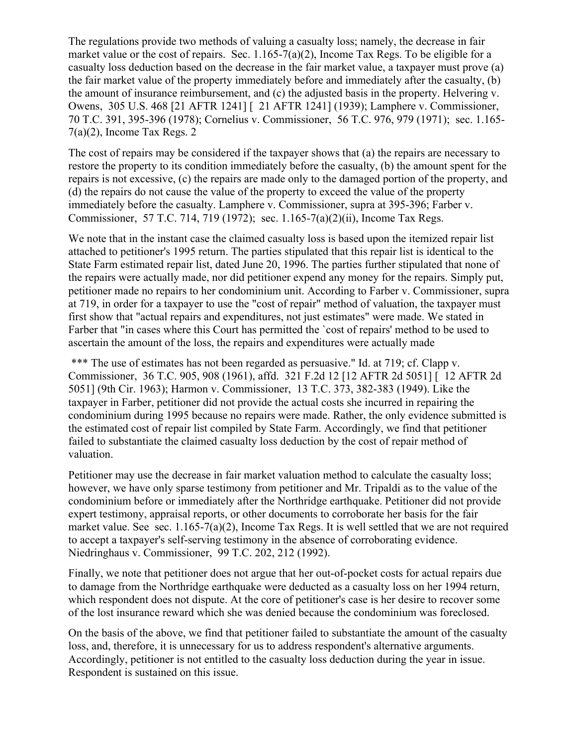The regulations provide two methods of valuing a casualty loss; namely, the decrease in fair market value or the cost of repairs. Sec. 1.165-7(a)(2), Income Tax Regs. To be eligible for a casualty loss deduction based on the decrease in the fair market value, a taxpayer must prove (a) the fair market value of the property immediately before and immediately after the casualty, (b) the amount of insurance reimbursement, and (c) the adjusted basis in the property. Helvering v. Owens, 305 U.S. 468 [21 AFTR 1241] [ 21 AFTR 1241] (1939); Lamphere v. Commissioner, 70 T.C. 391, 395-396 (1978); Cornelius v. Commissioner, 56 T.C. 976, 979 (1971); sec. 1.165-7(a)(2), Income Tax Regs. 2

The cost of repairs may be considered if the taxpayer shows that (a) the repairs are necessary to restore the property to its condition immediately before the casualty, (b) the amount spent for the repairs is not excessive, (c) the repairs are made only to the damaged portion of the property, and (d) the repairs do not cause the value of the property to exceed the value of the property immediately before the casualty. Lamphere v. Commissioner, supra at 395-396; Farber v. Commissioner, 57 T.C. 714, 719 (1972); sec. 1.165-7(a)(2)(ii), Income Tax Regs.

We note that in the instant case the claimed casualty loss is based upon the itemized repair list attached to petitioner's 1995 return. The parties stipulated that this repair list is identical to the State Farm estimated repair list, dated June 20, 1996. The parties further stipulated that none of the repairs were actually made, nor did petitioner expend any money for the repairs. Simply put, petitioner made no repairs to her condominium unit. According to Farber v. Commissioner, supra at 719, in order for a taxpayer to use the "cost of repair" method of valuation, the taxpayer must first show that "actual repairs and expenditures, not just estimates" were made. We stated in Farber that "in cases where this Court has permitted the `cost of repairs' method to be used to ascertain the amount of the loss, the repairs and expenditures were actually made

*** The use of estimates has not been regarded as persuasive." Id. at 719; cf. Clapp v. Commissioner, 36 T.C. 905, 908 (1961), affd. 321 F.2d 12 [12 AFTR 2d 5051] [ 12 AFTR 2d 5051] (9th Cir. 1963); Harmon v. Commissioner, 13 T.C. 373, 382-383 (1949). Like the taxpayer in Farber, petitioner did not provide the actual costs she incurred in repairing the condominium during 1995 because no repairs were made. Rather, the only evidence submitted is the estimated cost of repair list compiled by State Farm. Accordingly, we find that petitioner failed to substantiate the claimed casualty loss deduction by the cost of repair method of valuation.

Petitioner may use the decrease in fair market valuation method to calculate the casualty loss; however, we have only sparse testimony from petitioner and Mr. Tripaldi as to the value of the condominium before or immediately after the Northridge earthquake. Petitioner did not provide expert testimony, appraisal reports, or other documents to corroborate her basis for the fair market value. See sec. 1.165-7(a)(2), Income Tax Regs. It is well settled that we are not required to accept a taxpayer's self-serving testimony in the absence of corroborating evidence. Niedringhaus v. Commissioner, 99 T.C. 202, 212 (1992).

Finally, we note that petitioner does not argue that her out-of-pocket costs for actual repairs due to damage from the Northridge earthquake were deducted as a casualty loss on her 1994 return, which respondent does not dispute. At the core of petitioner's case is her desire to recover some of the lost insurance reward which she was denied because the condominium was foreclosed.

On the basis of the above, we find that petitioner failed to substantiate the amount of the casualty loss, and, therefore, it is unnecessary for us to address respondent's alternative arguments. Accordingly, petitioner is not entitled to the casualty loss deduction during the year in issue. Respondent is sustained on this issue.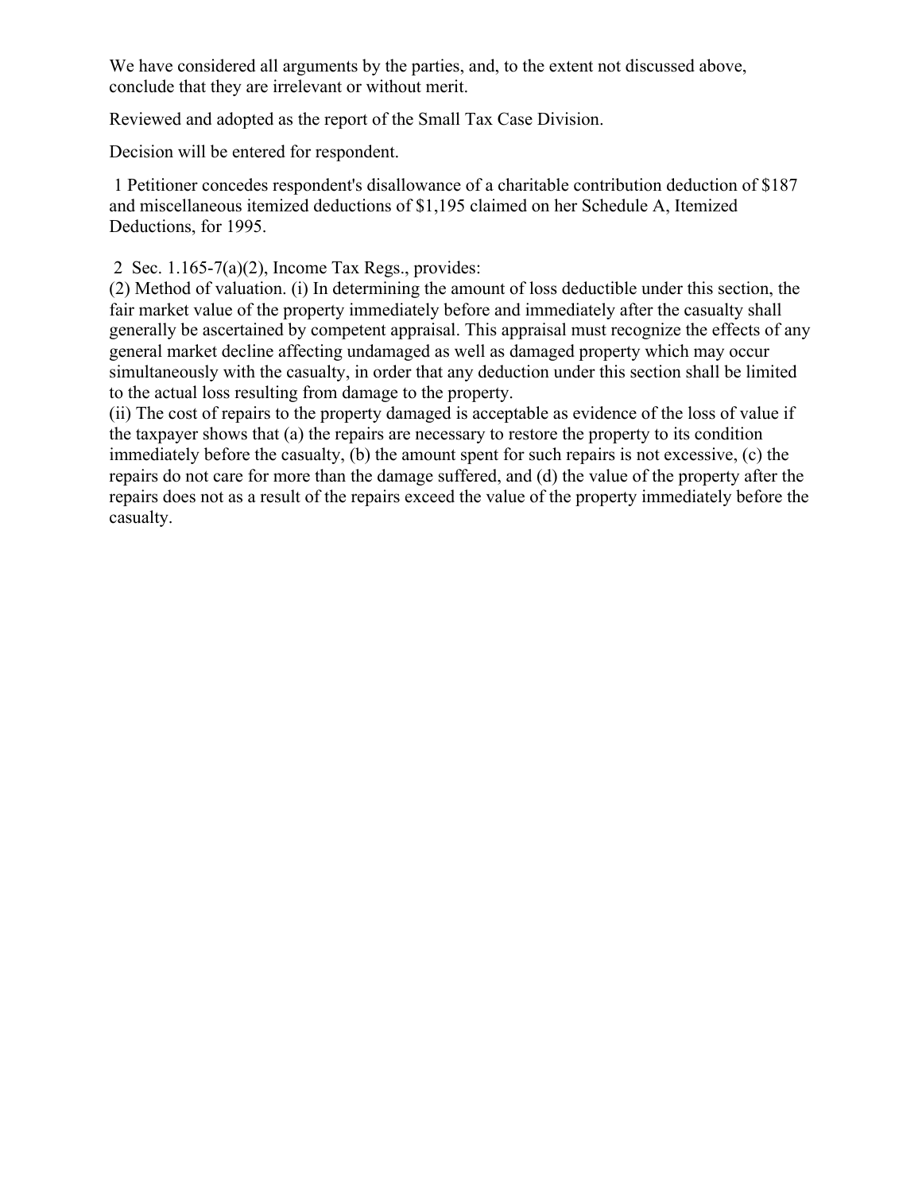We have considered all arguments by the parties, and, to the extent not discussed above, conclude that they are irrelevant or without merit.

Reviewed and adopted as the report of the Small Tax Case Division.

Decision will be entered for respondent.

1 Petitioner concedes respondent's disallowance of a charitable contribution deduction of $187 and miscellaneous itemized deductions of $1,195 claimed on her Schedule A, Itemized Deductions, for 1995.

2 Sec. 1.165-7(a)(2), Income Tax Regs., provides:

(2) Method of valuation. (i) In determining the amount of loss deductible under this section, the fair market value of the property immediately before and immediately after the casualty shall generally be ascertained by competent appraisal. This appraisal must recognize the effects of any general market decline affecting undamaged as well as damaged property which may occur simultaneously with the casualty, in order that any deduction under this section shall be limited to the actual loss resulting from damage to the property.

(ii) The cost of repairs to the property damaged is acceptable as evidence of the loss of value if the taxpayer shows that (a) the repairs are necessary to restore the property to its condition immediately before the casualty, (b) the amount spent for such repairs is not excessive, (c) the repairs do not care for more than the damage suffered, and (d) the value of the property after the repairs does not as a result of the repairs exceed the value of the property immediately before the casualty.